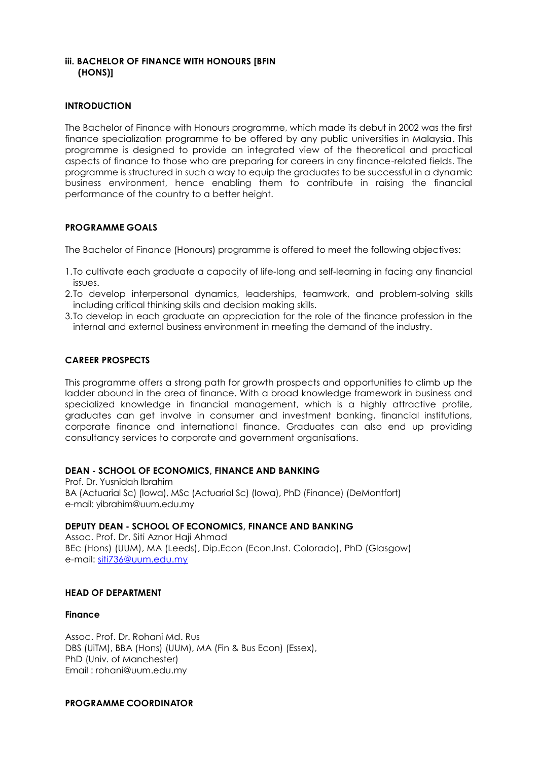### iii. BACHELOR OF FINANCE WITH HONOURS [BFIN (HONS)]

#### INTRODUCTION

The Bachelor of Finance with Honours programme, which made its debut in 2002 was the first finance specialization programme to be offered by any public universities in Malaysia. This programme is designed to provide an integrated view of the theoretical and practical aspects of finance to those who are preparing for careers in any finance-related fields. The programme is structured in such a way to equip the graduates to be successful in a dynamic business environment, hence enabling them to contribute in raising the financial performance of the country to a better height.

#### PROGRAMME GOALS

The Bachelor of Finance (Honours) programme is offered to meet the following objectives:

1. To cultivate each graduate a capacity of life-long and self-learning in facing any financial issues.
2. To develop interpersonal dynamics, leaderships, teamwork, and problem-solving skills including critical thinking skills and decision making skills.
3. To develop in each graduate an appreciation for the role of the finance profession in the internal and external business environment in meeting the demand of the industry.

#### CAREER PROSPECTS

This programme offers a strong path for growth prospects and opportunities to climb up the ladder abound in the area of finance. With a broad knowledge framework in business and specialized knowledge in financial management, which is a highly attractive profile, graduates can get involve in consumer and investment banking, financial institutions, corporate finance and international finance. Graduates can also end up providing consultancy services to corporate and government organisations.

#### DEAN - SCHOOL OF ECONOMICS, FINANCE AND BANKING

Prof. Dr. Yusnidah Ibrahim
BA (Actuarial Sc) (Iowa), MSc (Actuarial Sc) (Iowa), PhD (Finance) (DeMontfort)
e-mail: yibrahim@uum.edu.my

#### DEPUTY DEAN - SCHOOL OF ECONOMICS, FINANCE AND BANKING

Assoc. Prof. Dr. Siti Aznor Haji Ahmad
BEc (Hons) (UUM), MA (Leeds), Dip.Econ (Econ.Inst. Colorado), PhD (Glasgow)
e-mail: siti736@uum.edu.my

#### HEAD OF DEPARTMENT

**Finance**

Assoc. Prof. Dr. Rohani Md. Rus
DBS (UiTM), BBA (Hons) (UUM), MA (Fin & Bus Econ) (Essex),
PhD (Univ. of Manchester)
Email : rohani@uum.edu.my

#### PROGRAMME COORDINATOR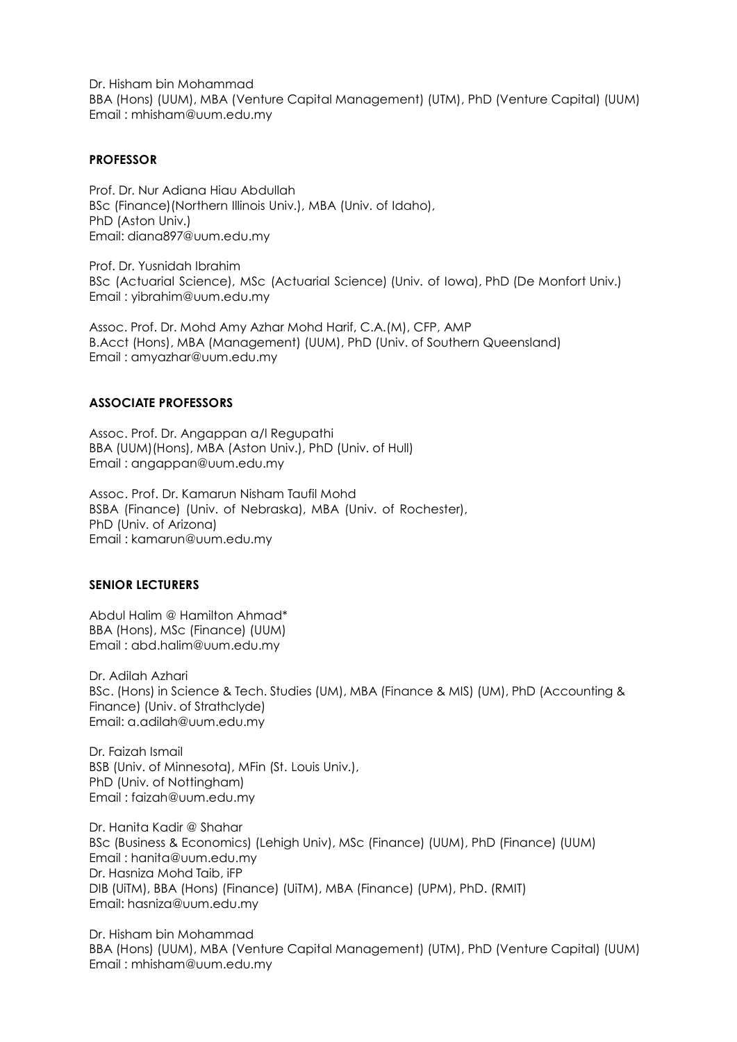Dr. Hisham bin Mohammad
BBA (Hons) (UUM), MBA (Venture Capital Management) (UTM), PhD (Venture Capital) (UUM)
Email : mhisham@uum.edu.my

**PROFESSOR**

Prof. Dr. Nur Adiana Hiau Abdullah
BSc (Finance)(Northern Illinois Univ.), MBA (Univ. of Idaho),
PhD (Aston Univ.)
Email: diana897@uum.edu.my

Prof. Dr. Yusnidah Ibrahim
BSc (Actuarial Science), MSc (Actuarial Science) (Univ. of Iowa), PhD (De Monfort Univ.)
Email : yibrahim@uum.edu.my

Assoc. Prof. Dr. Mohd Amy Azhar Mohd Harif, C.A.(M), CFP, AMP
B.Acct (Hons), MBA (Management) (UUM), PhD (Univ. of Southern Queensland)
Email : amyazhar@uum.edu.my

**ASSOCIATE PROFESSORS**

Assoc. Prof. Dr. Angappan a/l Regupathi
BBA (UUM)(Hons), MBA (Aston Univ.), PhD (Univ. of Hull)
Email : angappan@uum.edu.my

Assoc. Prof. Dr. Kamarun Nisham Taufil Mohd
BSBA (Finance) (Univ. of Nebraska), MBA (Univ. of Rochester),
PhD (Univ. of Arizona)
Email : kamarun@uum.edu.my

**SENIOR LECTURERS**

Abdul Halim @ Hamilton Ahmad*
BBA (Hons), MSc (Finance) (UUM)
Email : abd.halim@uum.edu.my

Dr. Adilah Azhari
BSc. (Hons) in Science & Tech. Studies (UM), MBA (Finance & MIS) (UM), PhD (Accounting & Finance) (Univ. of Strathclyde)
Email: a.adilah@uum.edu.my

Dr. Faizah Ismail
BSB (Univ. of Minnesota), MFin (St. Louis Univ.),
PhD (Univ. of Nottingham)
Email : faizah@uum.edu.my

Dr. Hanita Kadir @ Shahar
BSc (Business & Economics) (Lehigh Univ), MSc (Finance) (UUM), PhD (Finance) (UUM)
Email : hanita@uum.edu.my

Dr. Hasniza Mohd Taib, iFP
DIB (UiTM), BBA (Hons) (Finance) (UiTM), MBA (Finance) (UPM), PhD. (RMIT)
Email: hasniza@uum.edu.my

Dr. Hisham bin Mohammad
BBA (Hons) (UUM), MBA (Venture Capital Management) (UTM), PhD (Venture Capital) (UUM)
Email : mhisham@uum.edu.my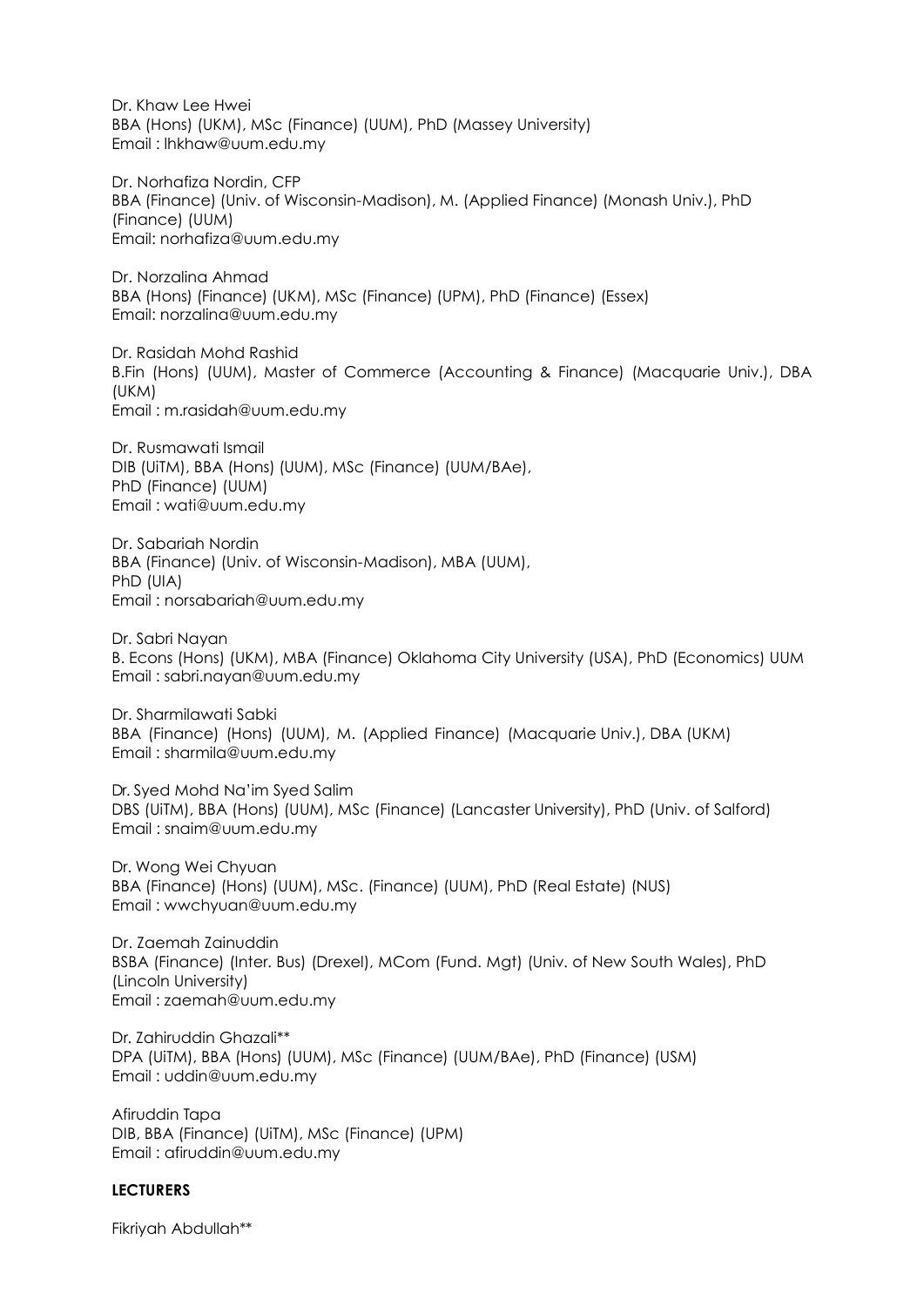Dr. Khaw Lee Hwei
BBA (Hons) (UKM), MSc (Finance) (UUM), PhD (Massey University)
Email : lhkhaw@uum.edu.my

Dr. Norhafiza Nordin, CFP
BBA (Finance) (Univ. of Wisconsin-Madison), M. (Applied Finance) (Monash Univ.), PhD (Finance) (UUM)
Email: norhafiza@uum.edu.my

Dr. Norzalina Ahmad
BBA (Hons) (Finance) (UKM), MSc (Finance) (UPM), PhD (Finance) (Essex)
Email: norzalina@uum.edu.my

Dr. Rasidah Mohd Rashid
B.Fin (Hons) (UUM), Master of Commerce (Accounting & Finance) (Macquarie Univ.), DBA (UKM)
Email : m.rasidah@uum.edu.my

Dr. Rusmawati Ismail
DIB (UiTM), BBA (Hons) (UUM), MSc (Finance) (UUM/BAe),
PhD (Finance) (UUM)
Email : wati@uum.edu.my

Dr. Sabariah Nordin
BBA (Finance) (Univ. of Wisconsin-Madison), MBA (UUM),
PhD (UIA)
Email : norsabariah@uum.edu.my

Dr. Sabri Nayan
B. Econs (Hons) (UKM), MBA (Finance) Oklahoma City University (USA), PhD (Economics) UUM
Email : sabri.nayan@uum.edu.my

Dr. Sharmilawati Sabki
BBA (Finance) (Hons) (UUM), M. (Applied Finance) (Macquarie Univ.), DBA (UKM)
Email : sharmila@uum.edu.my

Dr. Syed Mohd Na'im Syed Salim
DBS (UiTM), BBA (Hons) (UUM), MSc (Finance) (Lancaster University), PhD (Univ. of Salford)
Email : snaim@uum.edu.my

Dr. Wong Wei Chyuan
BBA (Finance) (Hons) (UUM), MSc. (Finance) (UUM), PhD (Real Estate) (NUS)
Email : wwchyuan@uum.edu.my

Dr. Zaemah Zainuddin
BSBA (Finance) (Inter. Bus) (Drexel), MCom (Fund. Mgt) (Univ. of New South Wales), PhD (Lincoln University)
Email : zaemah@uum.edu.my

Dr. Zahiruddin Ghazali**
DPA (UiTM), BBA (Hons) (UUM), MSc (Finance) (UUM/BAe), PhD (Finance) (USM)
Email : uddin@uum.edu.my

Afiruddin Tapa
DIB, BBA (Finance) (UiTM), MSc (Finance) (UPM)
Email : afiruddin@uum.edu.my

**LECTURERS**

Fikriyah Abdullah**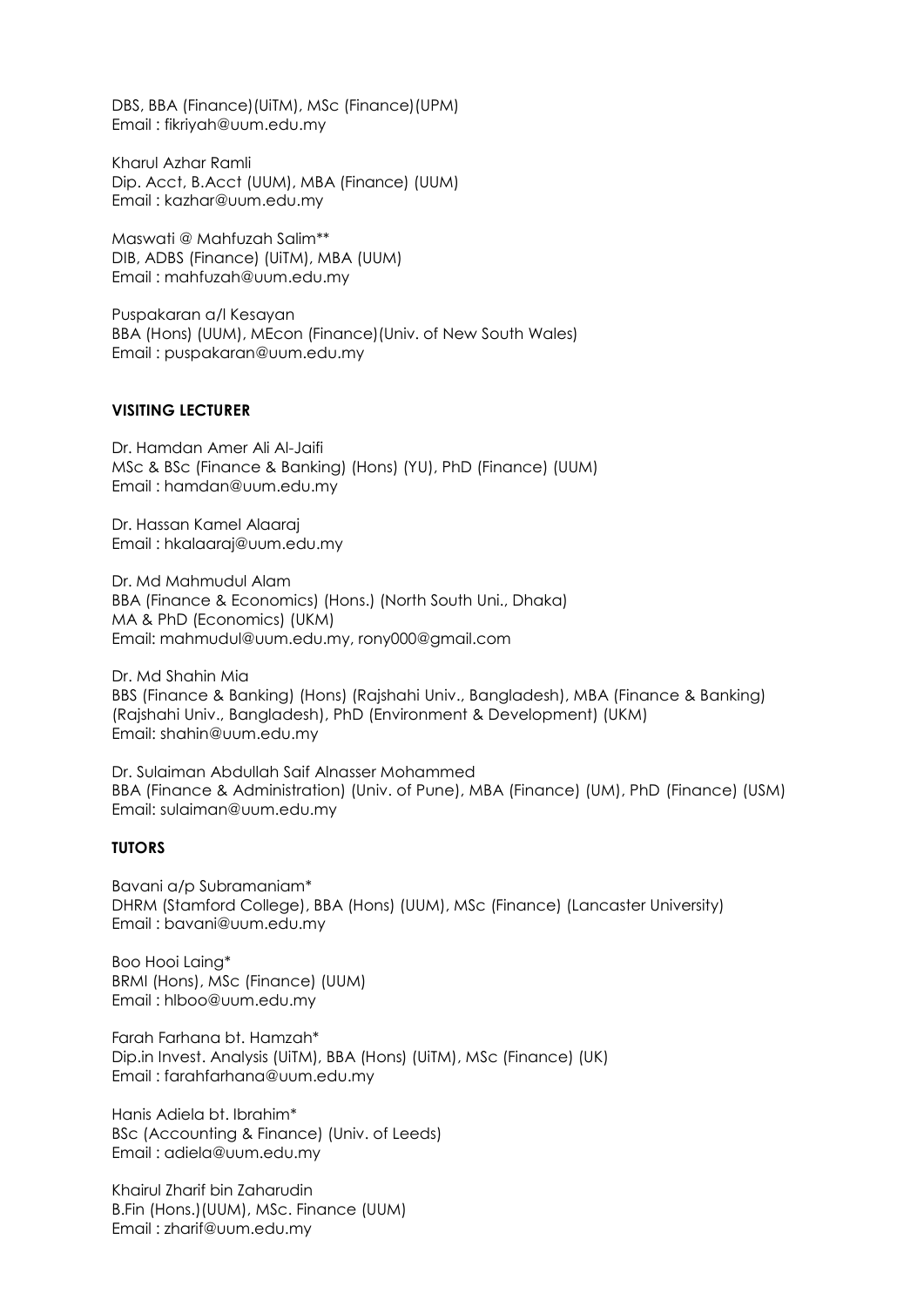DBS, BBA (Finance)(UiTM), MSc (Finance)(UPM)
Email : fikriyah@uum.edu.my

Kharul Azhar Ramli
Dip. Acct, B.Acct (UUM), MBA (Finance) (UUM)
Email : kazhar@uum.edu.my

Maswati @ Mahfuzah Salim**
DIB, ADBS (Finance) (UiTM), MBA (UUM)
Email : mahfuzah@uum.edu.my

Puspakaran a/l Kesayan
BBA (Hons) (UUM), MEcon (Finance)(Univ. of New South Wales)
Email : puspakaran@uum.edu.my

**VISITING LECTURER**

Dr. Hamdan Amer Ali Al-Jaifi
MSc & BSc (Finance & Banking) (Hons) (YU), PhD (Finance) (UUM)
Email : hamdan@uum.edu.my

Dr. Hassan Kamel Alaaraj
Email : hkalaaraj@uum.edu.my

Dr. Md Mahmudul Alam
BBA (Finance & Economics) (Hons.) (North South Uni., Dhaka)
MA & PhD (Economics) (UKM)
Email: mahmudul@uum.edu.my, rony000@gmail.com

Dr. Md Shahin Mia
BBS (Finance & Banking) (Hons) (Rajshahi Univ., Bangladesh), MBA (Finance & Banking) (Rajshahi Univ., Bangladesh), PhD (Environment & Development) (UKM)
Email: shahin@uum.edu.my

Dr. Sulaiman Abdullah Saif Alnasser Mohammed
BBA (Finance & Administration) (Univ. of Pune), MBA (Finance) (UM), PhD (Finance) (USM)
Email: sulaiman@uum.edu.my

**TUTORS**

Bavani a/p Subramaniam*
DHRM (Stamford College), BBA (Hons) (UUM), MSc (Finance) (Lancaster University)
Email : bavani@uum.edu.my

Boo Hooi Laing*
BRMI (Hons), MSc (Finance) (UUM)
Email : hlboo@uum.edu.my

Farah Farhana bt. Hamzah*
Dip.in Invest. Analysis (UiTM), BBA (Hons) (UiTM), MSc (Finance) (UK)
Email : farahfarhana@uum.edu.my

Hanis Adiela bt. Ibrahim*
BSc (Accounting & Finance) (Univ. of Leeds)
Email : adiela@uum.edu.my

Khairul Zharif bin Zaharudin
B.Fin (Hons.)(UUM), MSc. Finance (UUM)
Email : zharif@uum.edu.my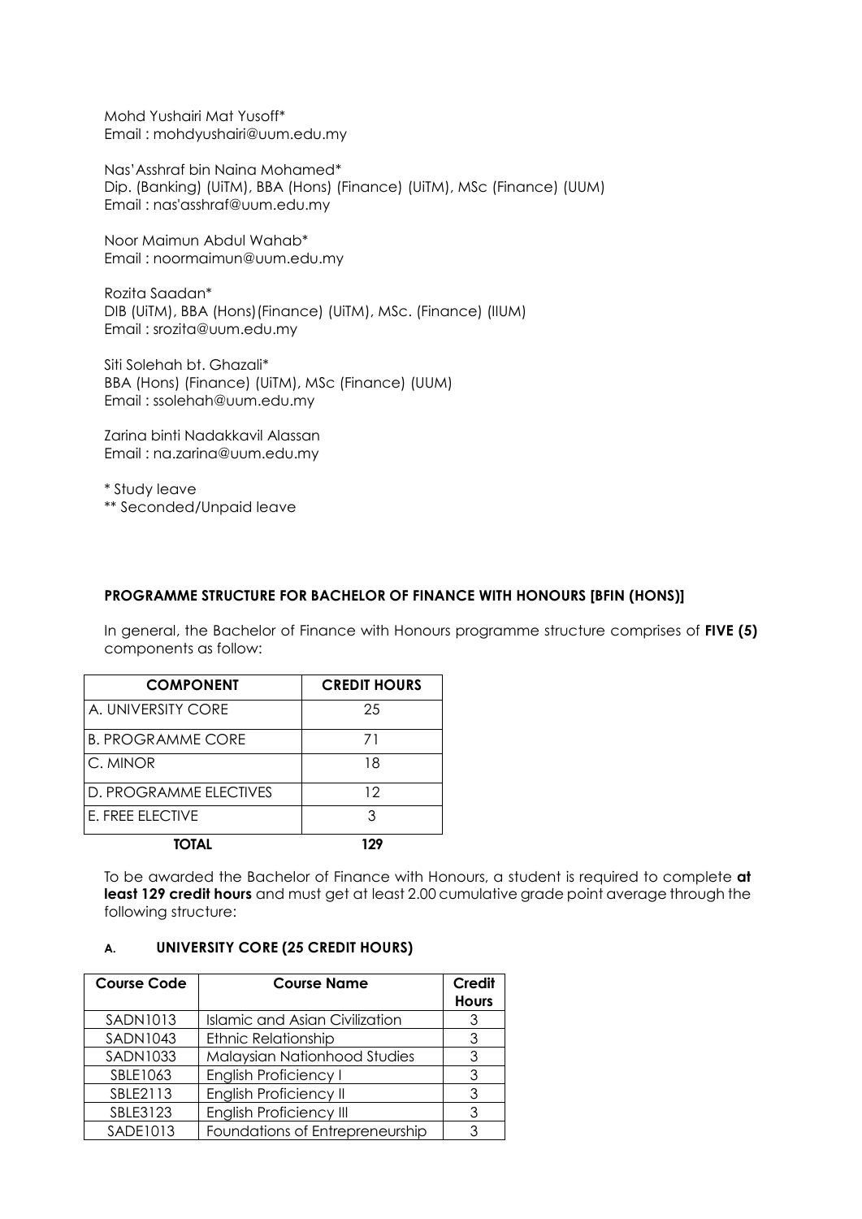Mohd Yushairi Mat Yusoff*
Email : mohdyushairi@uum.edu.my

Nas'Asshraf bin Naina Mohamed*
Dip. (Banking) (UiTM), BBA (Hons) (Finance) (UiTM), MSc (Finance) (UUM)
Email : nas'asshraf@uum.edu.my

Noor Maimun Abdul Wahab*
Email : noormaimun@uum.edu.my

Rozita Saadan*
DIB (UiTM), BBA (Hons)(Finance) (UiTM), MSc. (Finance) (IIUM)
Email : srozita@uum.edu.my

Siti Solehah bt. Ghazali*
BBA (Hons) (Finance) (UiTM), MSc (Finance) (UUM)
Email : ssolehah@uum.edu.my

Zarina binti Nadakkavil Alassan
Email : na.zarina@uum.edu.my

* Study leave
** Seconded/Unpaid leave

## PROGRAMME STRUCTURE FOR BACHELOR OF FINANCE WITH HONOURS [BFIN (HONS)]

In general, the Bachelor of Finance with Honours programme structure comprises of **FIVE (5)** components as follow:

| COMPONENT | CREDIT HOURS |
|---|---|
| A. UNIVERSITY CORE | 25 |
| B. PROGRAMME CORE | 71 |
| C. MINOR | 18 |
| D. PROGRAMME ELECTIVES | 12 |
| E. FREE ELECTIVE | 3 |
| **TOTAL** | **129** |

To be awarded the Bachelor of Finance with Honours, a student is required to complete **at least 129 credit hours** and must get at least 2.00 cumulative grade point average through the following structure:

### A. UNIVERSITY CORE (25 CREDIT HOURS)

| Course Code | Course Name | Credit Hours |
|---|---|---|
| SADN1013 | Islamic and Asian Civilization | 3 |
| SADN1043 | Ethnic Relationship | 3 |
| SADN1033 | Malaysian Nationhood Studies | 3 |
| SBLE1063 | English Proficiency I | 3 |
| SBLE2113 | English Proficiency II | 3 |
| SBLE3123 | English Proficiency III | 3 |
| SADE1013 | Foundations of Entrepreneurship | 3 |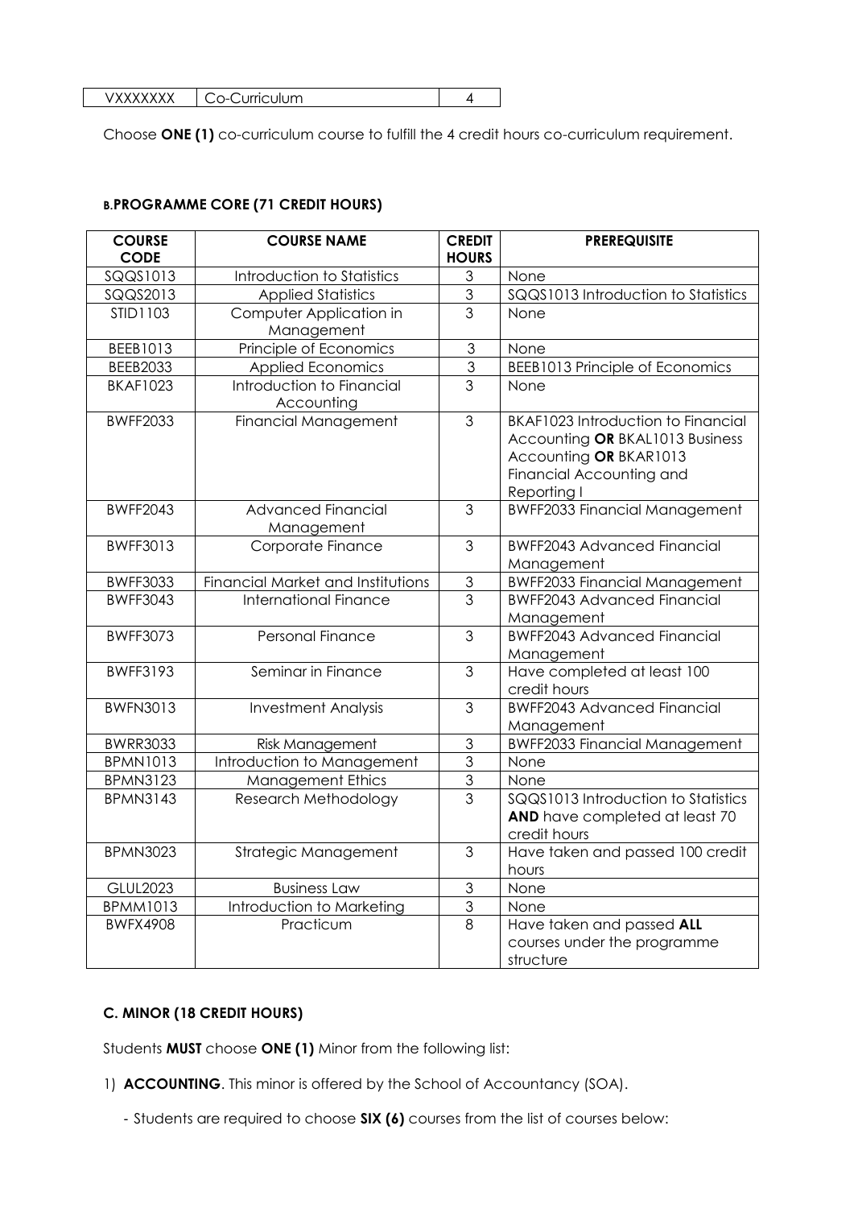| VXXXXXXX | Co-Curriculum | 4 |
|---|---|---|

Choose **ONE (1)** co-curriculum course to fulfill the 4 credit hours co-curriculum requirement.

#### B. PROGRAMME CORE (71 CREDIT HOURS)

| COURSE CODE | COURSE NAME | CREDIT HOURS | PREREQUISITE |
|---|---|---|---|
| SQQS1013 | Introduction to Statistics | 3 | None |
| SQQS2013 | Applied Statistics | 3 | SQQS1013 Introduction to Statistics |
| STID1103 | Computer Application in Management | 3 | None |
| BEEB1013 | Principle of Economics | 3 | None |
| BEEB2033 | Applied Economics | 3 | BEEB1013 Principle of Economics |
| BKAF1023 | Introduction to Financial Accounting | 3 | None |
| BWFF2033 | Financial Management | 3 | BKAF1023 Introduction to Financial Accounting **OR** BKAL1013 Business Accounting **OR** BKAR1013 Financial Accounting and Reporting I |
| BWFF2043 | Advanced Financial Management | 3 | BWFF2033 Financial Management |
| BWFF3013 | Corporate Finance | 3 | BWFF2043 Advanced Financial Management |
| BWFF3033 | Financial Market and Institutions | 3 | BWFF2033 Financial Management |
| BWFF3043 | International Finance | 3 | BWFF2043 Advanced Financial Management |
| BWFF3073 | Personal Finance | 3 | BWFF2043 Advanced Financial Management |
| BWFF3193 | Seminar in Finance | 3 | Have completed at least 100 credit hours |
| BWFN3013 | Investment Analysis | 3 | BWFF2043 Advanced Financial Management |
| BWRR3033 | Risk Management | 3 | BWFF2033 Financial Management |
| BPMN1013 | Introduction to Management | 3 | None |
| BPMN3123 | Management Ethics | 3 | None |
| BPMN3143 | Research Methodology | 3 | SQQS1013 Introduction to Statistics **AND** have completed at least 70 credit hours |
| BPMN3023 | Strategic Management | 3 | Have taken and passed 100 credit hours |
| GLUL2023 | Business Law | 3 | None |
| BPMM1013 | Introduction to Marketing | 3 | None |
| BWFX4908 | Practicum | 8 | Have taken and passed **ALL** courses under the programme structure |

#### C. MINOR (18 CREDIT HOURS)

Students **MUST** choose **ONE (1)** Minor from the following list:

1) **ACCOUNTING**. This minor is offered by the School of Accountancy (SOA).

   - Students are required to choose **SIX (6)** courses from the list of courses below: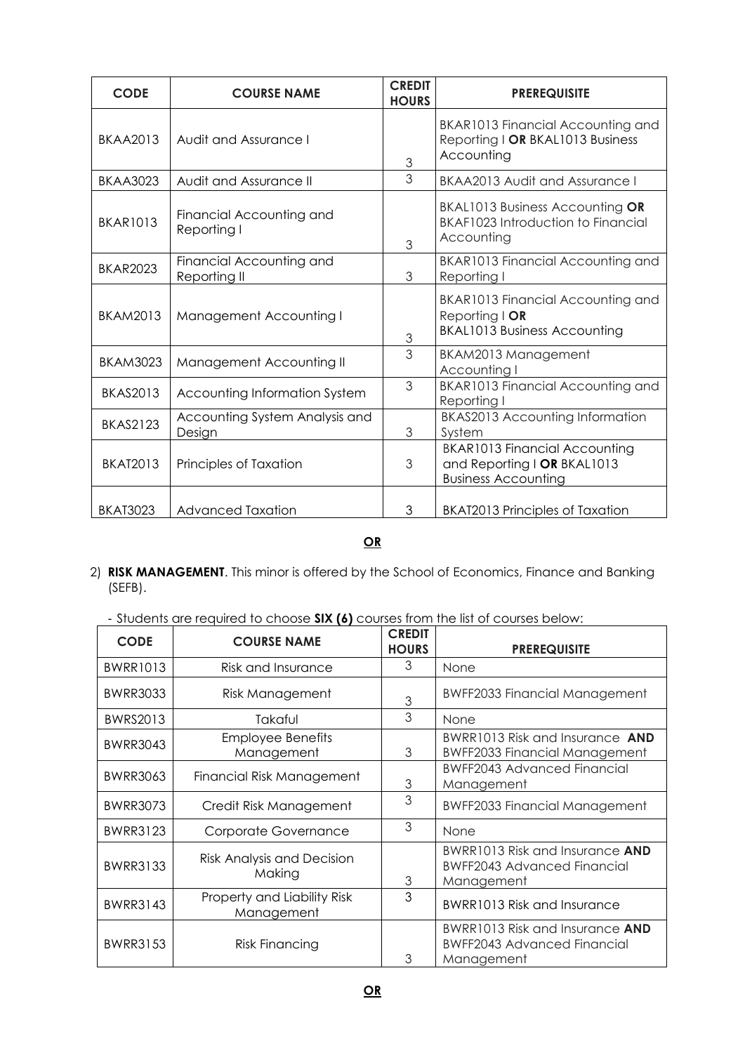| CODE | COURSE NAME | CREDIT HOURS | PREREQUISITE |
| --- | --- | --- | --- |
| BKAA2013 | Audit and Assurance I | 3 | BKAR1013 Financial Accounting and Reporting I **OR** BKAL1013 Business Accounting |
| BKAA3023 | Audit and Assurance II | 3 | BKAA2013 Audit and Assurance I |
| BKAR1013 | Financial Accounting and Reporting I | 3 | BKAL1013 Business Accounting **OR** BKAF1023 Introduction to Financial Accounting |
| BKAR2023 | Financial Accounting and Reporting II | 3 | BKAR1013 Financial Accounting and Reporting I |
| BKAM2013 | Management Accounting I | 3 | BKAR1013 Financial Accounting and Reporting I **OR** BKAL1013 Business Accounting |
| BKAM3023 | Management Accounting II | 3 | BKAM2013 Management Accounting I |
| BKAS2013 | Accounting Information System | 3 | BKAR1013 Financial Accounting and Reporting I |
| BKAS2123 | Accounting System Analysis and Design | 3 | BKAS2013 Accounting Information System |
| BKAT2013 | Principles of Taxation | 3 | BKAR1013 Financial Accounting and Reporting I **OR** BKAL1013 Business Accounting |
| BKAT3023 | Advanced Taxation | 3 | BKAT2013 Principles of Taxation |

**OR**

2) **RISK MANAGEMENT**. This minor is offered by the School of Economics, Finance and Banking (SEFB).

- Students are required to choose **SIX (6)** courses from the list of courses below:

| CODE | COURSE NAME | CREDIT HOURS | PREREQUISITE |
| --- | --- | --- | --- |
| BWRR1013 | Risk and Insurance | 3 | None |
| BWRR3033 | Risk Management | 3 | BWFF2033 Financial Management |
| BWRS2013 | Takaful | 3 | None |
| BWRR3043 | Employee Benefits Management | 3 | BWRR1013 Risk and Insurance **AND** BWFF2033 Financial Management |
| BWRR3063 | Financial Risk Management | 3 | BWFF2043 Advanced Financial Management |
| BWRR3073 | Credit Risk Management | 3 | BWFF2033 Financial Management |
| BWRR3123 | Corporate Governance | 3 | None |
| BWRR3133 | Risk Analysis and Decision Making | 3 | BWRR1013 Risk and Insurance **AND** BWFF2043 Advanced Financial Management |
| BWRR3143 | Property and Liability Risk Management | 3 | BWRR1013 Risk and Insurance |
| BWRR3153 | Risk Financing | 3 | BWRR1013 Risk and Insurance **AND** BWFF2043 Advanced Financial Management |

**OR**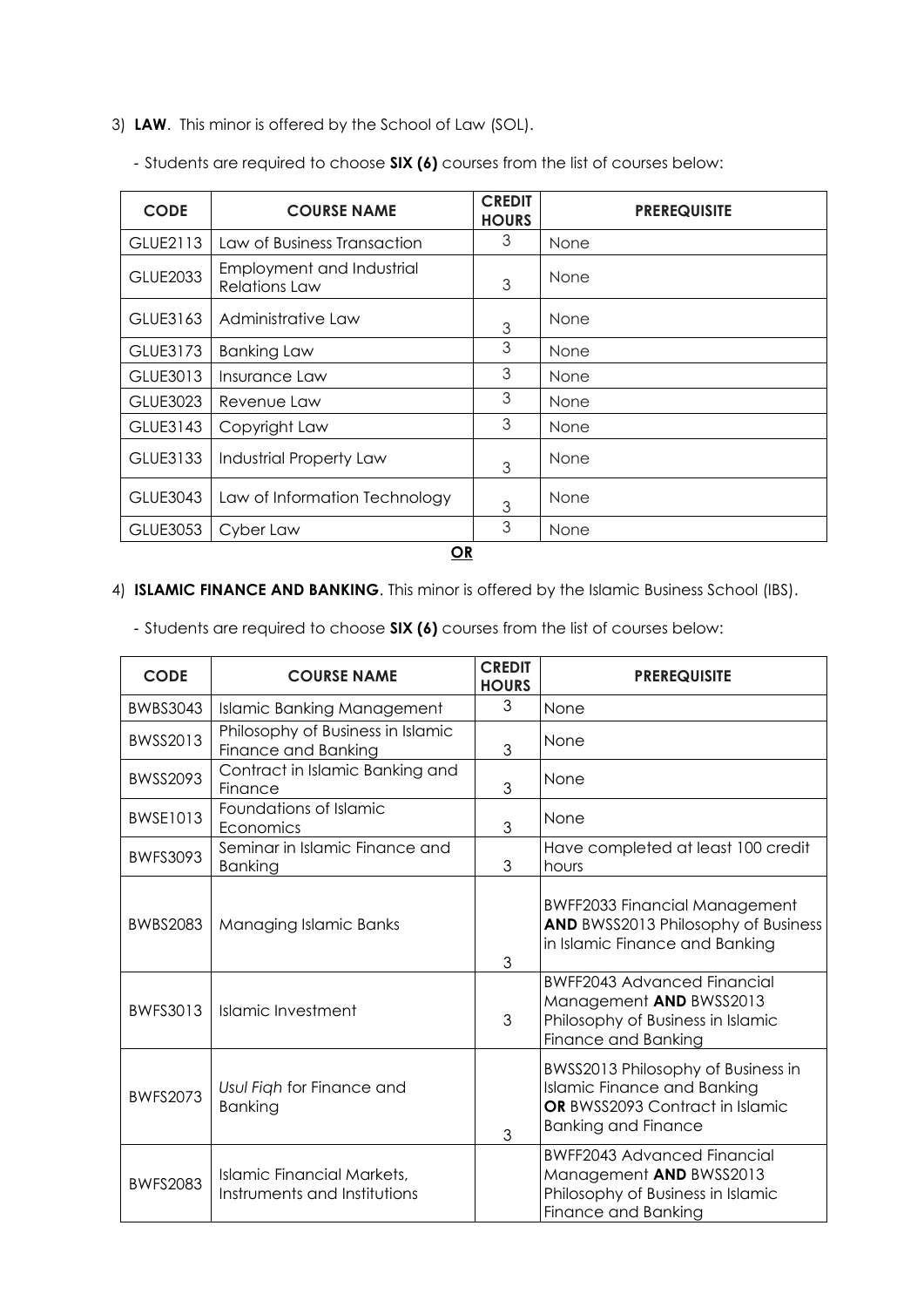3) **LAW**. This minor is offered by the School of Law (SOL).

- Students are required to choose **SIX (6)** courses from the list of courses below:

| CODE | COURSE NAME | CREDIT HOURS | PREREQUISITE |
|---|---|---|---|
| GLUE2113 | Law of Business Transaction | 3 | None |
| GLUE2033 | Employment and Industrial Relations Law | 3 | None |
| GLUE3163 | Administrative Law | 3 | None |
| GLUE3173 | Banking Law | 3 | None |
| GLUE3013 | Insurance Law | 3 | None |
| GLUE3023 | Revenue Law | 3 | None |
| GLUE3143 | Copyright Law | 3 | None |
| GLUE3133 | Industrial Property Law | 3 | None |
| GLUE3043 | Law of Information Technology | 3 | None |
| GLUE3053 | Cyber Law | 3 | None |

**OR**

4) **ISLAMIC FINANCE AND BANKING**. This minor is offered by the Islamic Business School (IBS).

- Students are required to choose **SIX (6)** courses from the list of courses below:

| CODE | COURSE NAME | CREDIT HOURS | PREREQUISITE |
|---|---|---|---|
| BWBS3043 | Islamic Banking Management | 3 | None |
| BWSS2013 | Philosophy of Business in Islamic Finance and Banking | 3 | None |
| BWSS2093 | Contract in Islamic Banking and Finance | 3 | None |
| BWSE1013 | Foundations of Islamic Economics | 3 | None |
| BWFS3093 | Seminar in Islamic Finance and Banking | 3 | Have completed at least 100 credit hours |
| BWBS2083 | Managing Islamic Banks | 3 | BWFF2033 Financial Management **AND** BWSS2013 Philosophy of Business in Islamic Finance and Banking |
| BWFS3013 | Islamic Investment | 3 | BWFF2043 Advanced Financial Management **AND** BWSS2013 Philosophy of Business in Islamic Finance and Banking |
| BWFS2073 | *Usul Fiqh* for Finance and Banking | 3 | BWSS2013 Philosophy of Business in Islamic Finance and Banking **OR** BWSS2093 Contract in Islamic Banking and Finance |
| BWFS2083 | Islamic Financial Markets, Instruments and Institutions | | BWFF2043 Advanced Financial Management **AND** BWSS2013 Philosophy of Business in Islamic Finance and Banking |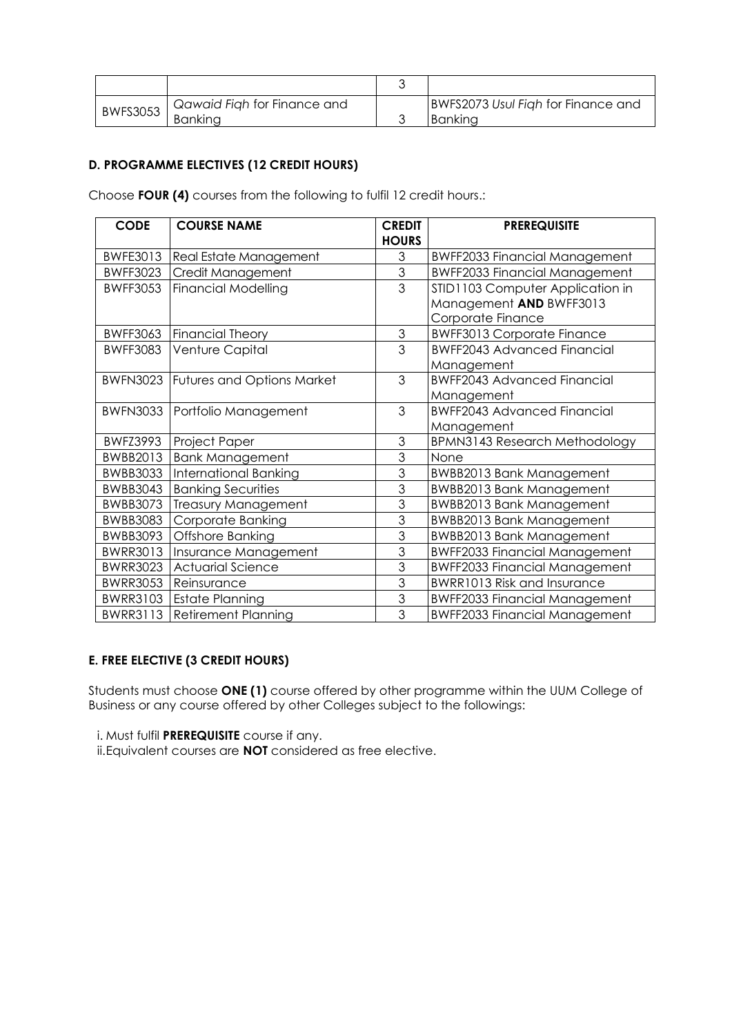| | | 3 | |
|---|---|---|---|
| BWFS3053 | *Qawaid Fiqh* for Finance and Banking | 3 | BWFS2073 *Usul Fiqh* for Finance and Banking |

**D. PROGRAMME ELECTIVES (12 CREDIT HOURS)**

Choose **FOUR (4)** courses from the following to fulfil 12 credit hours.:

| CODE | COURSE NAME | CREDIT HOURS | PREREQUISITE |
|---|---|---|---|
| BWFE3013 | Real Estate Management | 3 | BWFF2033 Financial Management |
| BWFF3023 | Credit Management | 3 | BWFF2033 Financial Management |
| BWFF3053 | Financial Modelling | 3 | STID1103 Computer Application in Management **AND** BWFF3013 Corporate Finance |
| BWFF3063 | Financial Theory | 3 | BWFF3013 Corporate Finance |
| BWFF3083 | Venture Capital | 3 | BWFF2043 Advanced Financial Management |
| BWFN3023 | Futures and Options Market | 3 | BWFF2043 Advanced Financial Management |
| BWFN3033 | Portfolio Management | 3 | BWFF2043 Advanced Financial Management |
| BWFZ3993 | Project Paper | 3 | BPMN3143 Research Methodology |
| BWBB2013 | Bank Management | 3 | None |
| BWBB3033 | International Banking | 3 | BWBB2013 Bank Management |
| BWBB3043 | Banking Securities | 3 | BWBB2013 Bank Management |
| BWBB3073 | Treasury Management | 3 | BWBB2013 Bank Management |
| BWBB3083 | Corporate Banking | 3 | BWBB2013 Bank Management |
| BWBB3093 | Offshore Banking | 3 | BWBB2013 Bank Management |
| BWRR3013 | Insurance Management | 3 | BWFF2033 Financial Management |
| BWRR3023 | Actuarial Science | 3 | BWFF2033 Financial Management |
| BWRR3053 | Reinsurance | 3 | BWRR1013 Risk and Insurance |
| BWRR3103 | Estate Planning | 3 | BWFF2033 Financial Management |
| BWRR3113 | Retirement Planning | 3 | BWFF2033 Financial Management |

**E. FREE ELECTIVE (3 CREDIT HOURS)**

Students must choose **ONE (1)** course offered by other programme within the UUM College of Business or any course offered by other Colleges subject to the followings:

i. Must fulfil **PREREQUISITE** course if any.
ii. Equivalent courses are **NOT** considered as free elective.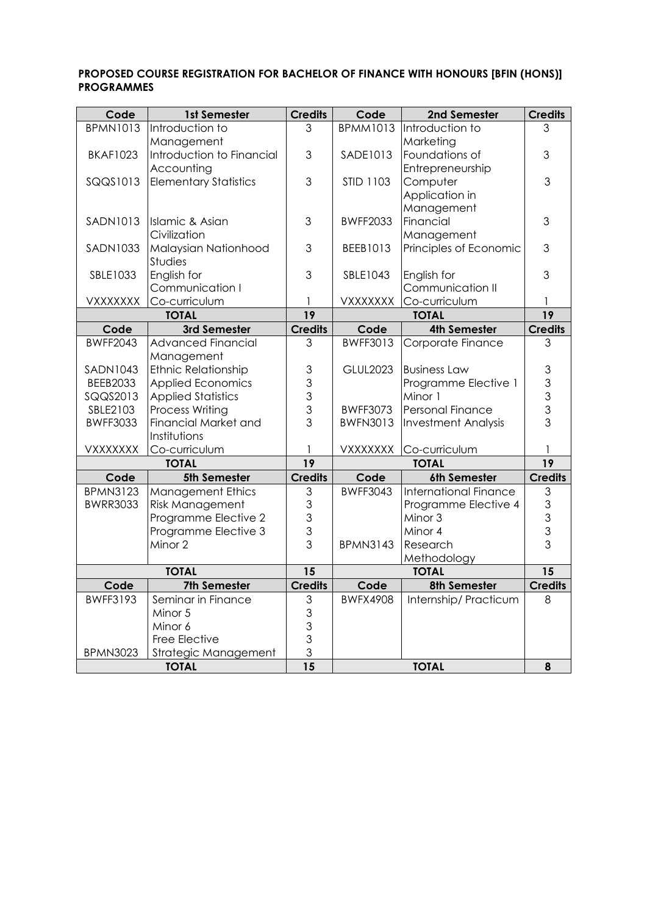**PROPOSED COURSE REGISTRATION FOR BACHELOR OF FINANCE WITH HONOURS [BFIN (HONS)] PROGRAMMES**

| Code | 1st Semester | Credits | Code | 2nd Semester | Credits |
|---|---|---|---|---|---|
| BPMN1013 | Introduction to Management | 3 | BPMM1013 | Introduction to Marketing | 3 |
| BKAF1023 | Introduction to Financial Accounting | 3 | SADE1013 | Foundations of Entrepreneurship | 3 |
| SQQS1013 | Elementary Statistics | 3 | STID 1103 | Computer Application in Management | 3 |
| SADN1013 | Islamic & Asian Civilization | 3 | BWFF2033 | Financial Management | 3 |
| SADN1033 | Malaysian Nationhood Studies | 3 | BEEB1013 | Principles of Economic | 3 |
| SBLE1033 | English for Communication I | 3 | SBLE1043 | English for Communication II | 3 |
| VXXXXXXX | Co-curriculum | 1 | VXXXXXXX | Co-curriculum | 1 |
| **TOTAL** | | **19** | **TOTAL** | | **19** |
| **Code** | **3rd Semester** | **Credits** | **Code** | **4th Semester** | **Credits** |
| BWFF2043 | Advanced Financial Management | 3 | BWFF3013 | Corporate Finance | 3 |
| SADN1043 | Ethnic Relationship | 3 | GLUL2023 | Business Law | 3 |
| BEEB2033 | Applied Economics | 3 | | Programme Elective 1 | 3 |
| SQQS2013 | Applied Statistics | 3 | | Minor 1 | 3 |
| SBLE2103 | Process Writing | 3 | BWFF3073 | Personal Finance | 3 |
| BWFF3033 | Financial Market and Institutions | 3 | BWFN3013 | Investment Analysis | 3 |
| VXXXXXXX | Co-curriculum | 1 | VXXXXXXX | Co-curriculum | 1 |
| **TOTAL** | | **19** | **TOTAL** | | **19** |
| **Code** | **5th Semester** | **Credits** | **Code** | **6th Semester** | **Credits** |
| BPMN3123 | Management Ethics | 3 | BWFF3043 | International Finance | 3 |
| BWRR3033 | Risk Management | 3 | | Programme Elective 4 | 3 |
| | Programme Elective 2 | 3 | | Minor 3 | 3 |
| | Programme Elective 3 | 3 | | Minor 4 | 3 |
| | Minor 2 | 3 | BPMN3143 | Research Methodology | 3 |
| **TOTAL** | | **15** | **TOTAL** | | **15** |
| **Code** | **7th Semester** | **Credits** | **Code** | **8th Semester** | **Credits** |
| BWFF3193 | Seminar in Finance | 3 | BWFX4908 | Internship/ Practicum | 8 |
| | Minor 5 | 3 | | | |
| | Minor 6 | 3 | | | |
| | Free Elective | 3 | | | |
| BPMN3023 | Strategic Management | 3 | | | |
| **TOTAL** | | **15** | **TOTAL** | | **8** |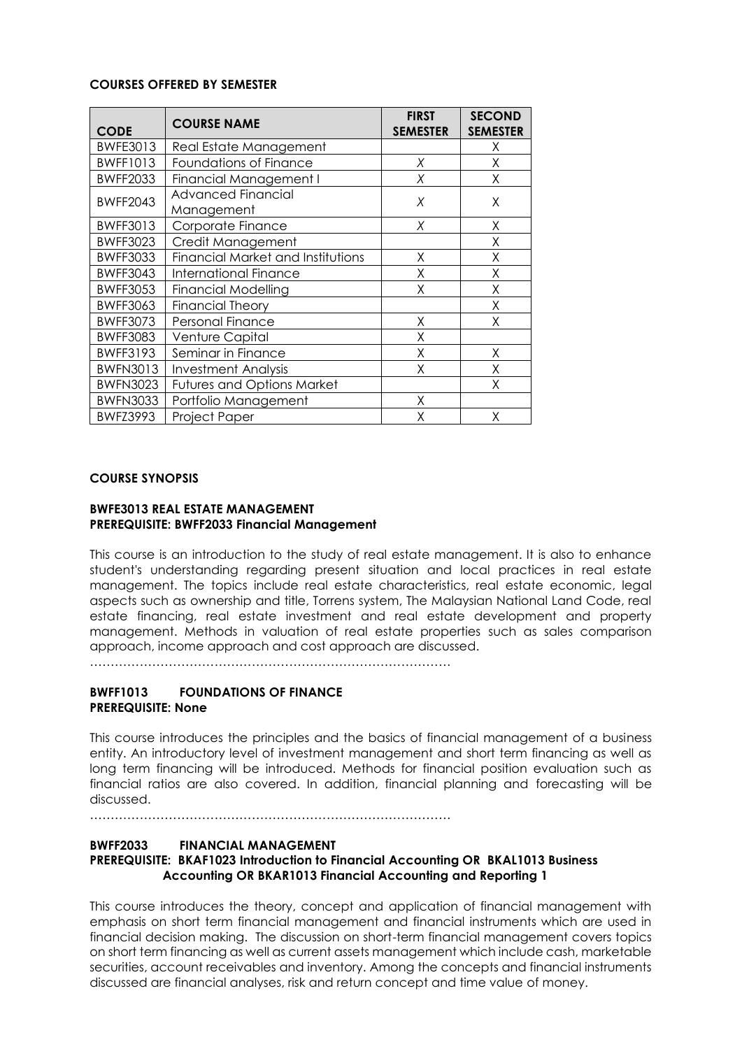**COURSES OFFERED BY SEMESTER**

| CODE | COURSE NAME | FIRST SEMESTER | SECOND SEMESTER |
|---|---|---|---|
| BWFE3013 | Real Estate Management | | X |
| BWFF1013 | Foundations of Finance | X | X |
| BWFF2033 | Financial Management I | X | X |
| BWFF2043 | Advanced Financial Management | X | X |
| BWFF3013 | Corporate Finance | X | X |
| BWFF3023 | Credit Management | | X |
| BWFF3033 | Financial Market and Institutions | X | X |
| BWFF3043 | International Finance | X | X |
| BWFF3053 | Financial Modelling | X | X |
| BWFF3063 | Financial Theory | | X |
| BWFF3073 | Personal Finance | X | X |
| BWFF3083 | Venture Capital | X | |
| BWFF3193 | Seminar in Finance | X | X |
| BWFN3013 | Investment Analysis | X | X |
| BWFN3023 | Futures and Options Market | | X |
| BWFN3033 | Portfolio Management | X | |
| BWFZ3993 | Project Paper | X | X |

**COURSE SYNOPSIS**

**BWFE3013 REAL ESTATE MANAGEMENT**
**PREREQUISITE: BWFF2033 Financial Management**

This course is an introduction to the study of real estate management. It is also to enhance student's understanding regarding present situation and local practices in real estate management. The topics include real estate characteristics, real estate economic, legal aspects such as ownership and title, Torrens system, The Malaysian National Land Code, real estate financing, real estate investment and real estate development and property management. Methods in valuation of real estate properties such as sales comparison approach, income approach and cost approach are discussed.

……………………………………………………………………………

**BWFF1013 FOUNDATIONS OF FINANCE**
**PREREQUISITE: None**

This course introduces the principles and the basics of financial management of a business entity. An introductory level of investment management and short term financing as well as long term financing will be introduced. Methods for financial position evaluation such as financial ratios are also covered. In addition, financial planning and forecasting will be discussed.

……………………………………………………………………………

**BWFF2033 FINANCIAL MANAGEMENT**
**PREREQUISITE: BKAF1023 Introduction to Financial Accounting OR BKAL1013 Business Accounting OR BKAR1013 Financial Accounting and Reporting 1**

This course introduces the theory, concept and application of financial management with emphasis on short term financial management and financial instruments which are used in financial decision making. The discussion on short-term financial management covers topics on short term financing as well as current assets management which include cash, marketable securities, account receivables and inventory. Among the concepts and financial instruments discussed are financial analyses, risk and return concept and time value of money.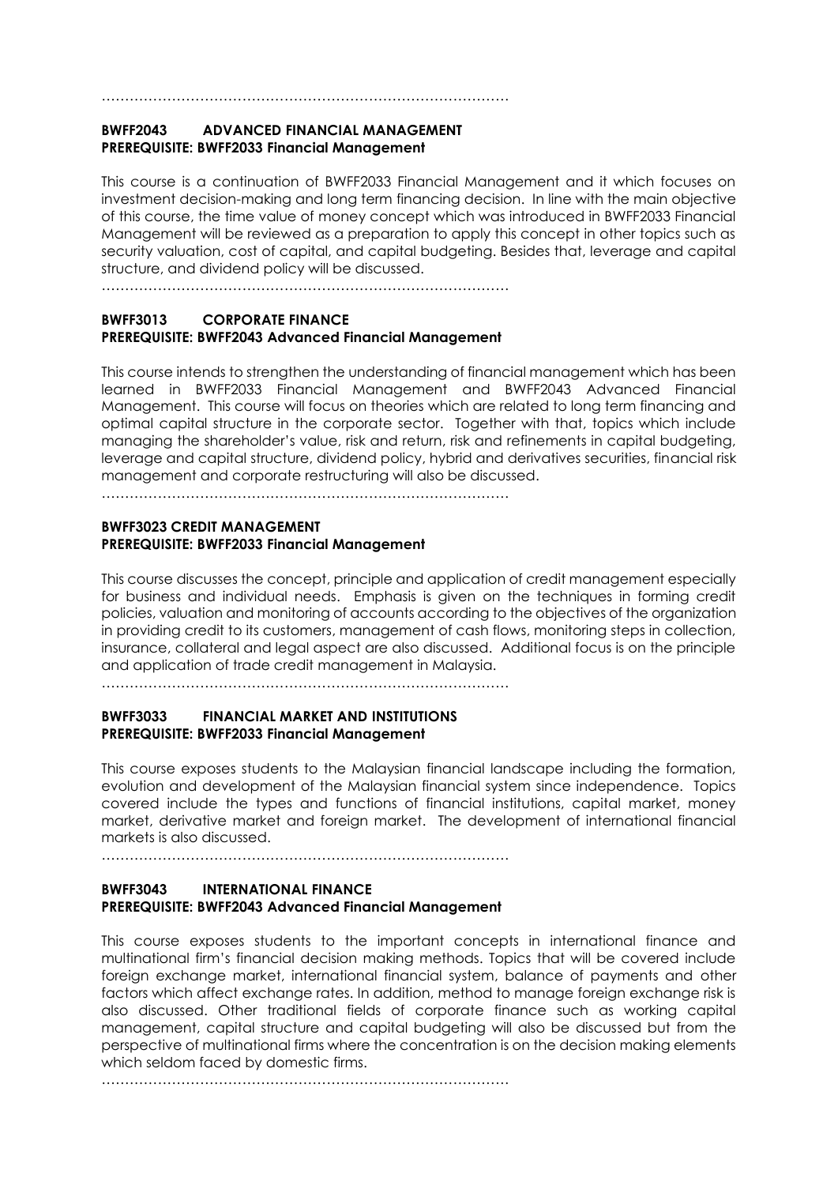…………………………………………………………………………………

**BWFF2043 ADVANCED FINANCIAL MANAGEMENT**
**PREREQUISITE: BWFF2033 Financial Management**

This course is a continuation of BWFF2033 Financial Management and it which focuses on investment decision-making and long term financing decision. In line with the main objective of this course, the time value of money concept which was introduced in BWFF2033 Financial Management will be reviewed as a preparation to apply this concept in other topics such as security valuation, cost of capital, and capital budgeting. Besides that, leverage and capital structure, and dividend policy will be discussed.

…………………………………………………………………………………

**BWFF3013 CORPORATE FINANCE**
**PREREQUISITE: BWFF2043 Advanced Financial Management**

This course intends to strengthen the understanding of financial management which has been learned in BWFF2033 Financial Management and BWFF2043 Advanced Financial Management. This course will focus on theories which are related to long term financing and optimal capital structure in the corporate sector. Together with that, topics which include managing the shareholder's value, risk and return, risk and refinements in capital budgeting, leverage and capital structure, dividend policy, hybrid and derivatives securities, financial risk management and corporate restructuring will also be discussed.

…………………………………………………………………………………

**BWFF3023 CREDIT MANAGEMENT**
**PREREQUISITE: BWFF2033 Financial Management**

This course discusses the concept, principle and application of credit management especially for business and individual needs. Emphasis is given on the techniques in forming credit policies, valuation and monitoring of accounts according to the objectives of the organization in providing credit to its customers, management of cash flows, monitoring steps in collection, insurance, collateral and legal aspect are also discussed. Additional focus is on the principle and application of trade credit management in Malaysia.

…………………………………………………………………………………

**BWFF3033 FINANCIAL MARKET AND INSTITUTIONS**
**PREREQUISITE: BWFF2033 Financial Management**

This course exposes students to the Malaysian financial landscape including the formation, evolution and development of the Malaysian financial system since independence. Topics covered include the types and functions of financial institutions, capital market, money market, derivative market and foreign market. The development of international financial markets is also discussed.

…………………………………………………………………………………

**BWFF3043 INTERNATIONAL FINANCE**
**PREREQUISITE: BWFF2043 Advanced Financial Management**

This course exposes students to the important concepts in international finance and multinational firm's financial decision making methods. Topics that will be covered include foreign exchange market, international financial system, balance of payments and other factors which affect exchange rates. In addition, method to manage foreign exchange risk is also discussed. Other traditional fields of corporate finance such as working capital management, capital structure and capital budgeting will also be discussed but from the perspective of multinational firms where the concentration is on the decision making elements which seldom faced by domestic firms.

…………………………………………………………………………………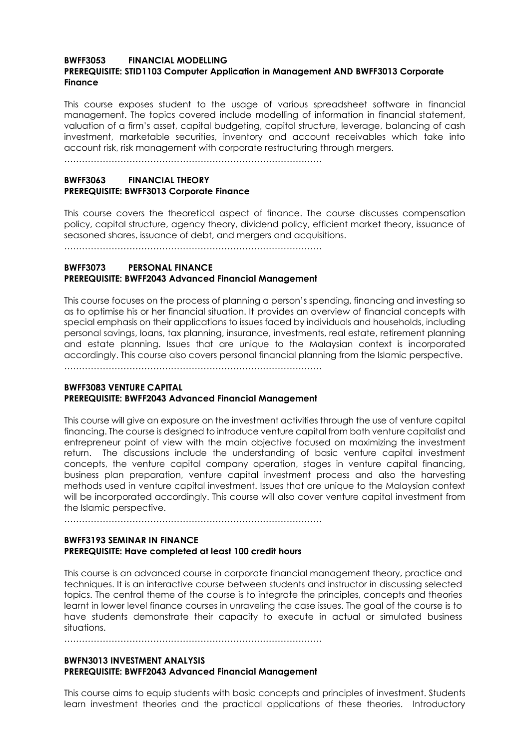**BWFF3053 FINANCIAL MODELLING**
**PREREQUISITE: STID1103 Computer Application in Management AND BWFF3013 Corporate Finance**

This course exposes student to the usage of various spreadsheet software in financial management. The topics covered include modelling of information in financial statement, valuation of a firm's asset, capital budgeting, capital structure, leverage, balancing of cash investment, marketable securities, inventory and account receivables which take into account risk, risk management with corporate restructuring through mergers.

……………………………………………………………………………

**BWFF3063 FINANCIAL THEORY**
**PREREQUISITE: BWFF3013 Corporate Finance**

This course covers the theoretical aspect of finance. The course discusses compensation policy, capital structure, agency theory, dividend policy, efficient market theory, issuance of seasoned shares, issuance of debt, and mergers and acquisitions.

……………………………………………………………………………

**BWFF3073 PERSONAL FINANCE**
**PREREQUISITE: BWFF2043 Advanced Financial Management**

This course focuses on the process of planning a person's spending, financing and investing so as to optimise his or her financial situation. It provides an overview of financial concepts with special emphasis on their applications to issues faced by individuals and households, including personal savings, loans, tax planning, insurance, investments, real estate, retirement planning and estate planning. Issues that are unique to the Malaysian context is incorporated accordingly. This course also covers personal financial planning from the Islamic perspective.

……………………………………………………………………………

**BWFF3083 VENTURE CAPITAL**
**PREREQUISITE: BWFF2043 Advanced Financial Management**

This course will give an exposure on the investment activities through the use of venture capital financing. The course is designed to introduce venture capital from both venture capitalist and entrepreneur point of view with the main objective focused on maximizing the investment return. The discussions include the understanding of basic venture capital investment concepts, the venture capital company operation, stages in venture capital financing, business plan preparation, venture capital investment process and also the harvesting methods used in venture capital investment. Issues that are unique to the Malaysian context will be incorporated accordingly. This course will also cover venture capital investment from the Islamic perspective.

……………………………………………………………………………

**BWFF3193 SEMINAR IN FINANCE**
**PREREQUISITE: Have completed at least 100 credit hours**

This course is an advanced course in corporate financial management theory, practice and techniques. It is an interactive course between students and instructor in discussing selected topics. The central theme of the course is to integrate the principles, concepts and theories learnt in lower level finance courses in unraveling the case issues. The goal of the course is to have students demonstrate their capacity to execute in actual or simulated business situations.

……………………………………………………………………………

**BWFN3013 INVESTMENT ANALYSIS**
**PREREQUISITE: BWFF2043 Advanced Financial Management**

This course aims to equip students with basic concepts and principles of investment. Students learn investment theories and the practical applications of these theories. Introductory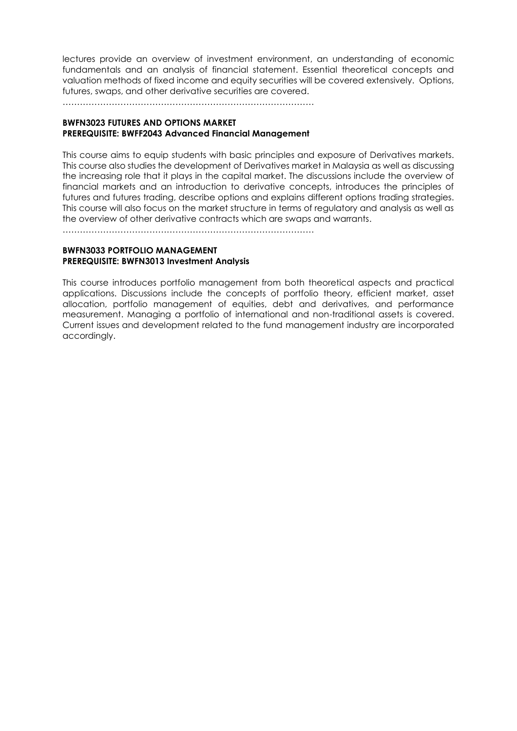lectures provide an overview of investment environment, an understanding of economic fundamentals and an analysis of financial statement. Essential theoretical concepts and valuation methods of fixed income and equity securities will be covered extensively. Options, futures, swaps, and other derivative securities are covered.

……………………………………………………………………………

**BWFN3023 FUTURES AND OPTIONS MARKET**
**PREREQUISITE: BWFF2043 Advanced Financial Management**

This course aims to equip students with basic principles and exposure of Derivatives markets. This course also studies the development of Derivatives market in Malaysia as well as discussing the increasing role that it plays in the capital market. The discussions include the overview of financial markets and an introduction to derivative concepts, introduces the principles of futures and futures trading, describe options and explains different options trading strategies. This course will also focus on the market structure in terms of regulatory and analysis as well as the overview of other derivative contracts which are swaps and warrants.

……………………………………………………………………………

**BWFN3033 PORTFOLIO MANAGEMENT**
**PREREQUISITE: BWFN3013 Investment Analysis**

This course introduces portfolio management from both theoretical aspects and practical applications. Discussions include the concepts of portfolio theory, efficient market, asset allocation, portfolio management of equities, debt and derivatives, and performance measurement. Managing a portfolio of international and non-traditional assets is covered. Current issues and development related to the fund management industry are incorporated accordingly.